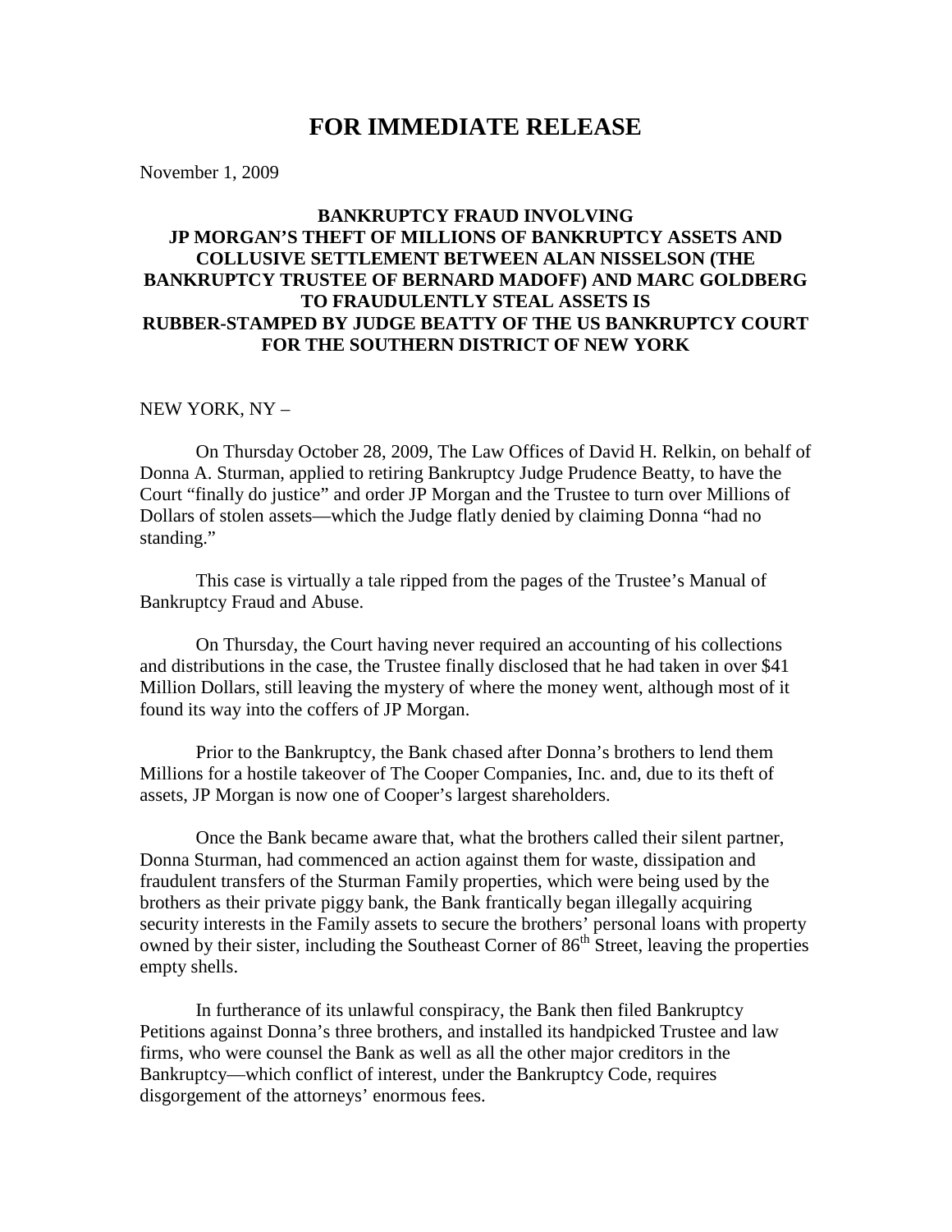# FOR IMMEDIATE RELEASE

November 1, 2009

**BANKRUPTCY FRAUD INVOLVING JP MORGAN'S THEFT OF MILLIONS OF BANKRUPTCY ASSETS AND COLLUSIVE SETTLEMENT BETWEEN ALAN NISSELSON (THE BANKRUPTCY TRUSTEE OF BERNARD MADOFF) AND MARC GOLDBERG TO FRAUDULENTLY STEAL ASSETS IS RUBBER-STAMPED BY JUDGE BEATTY OF THE US BANKRUPTCY COURT FOR THE SOUTHERN DISTRICT OF NEW YORK**

NEW YORK, NY –

On Thursday October 28, 2009, The Law Offices of David H. Relkin, on behalf of Donna A. Sturman, applied to retiring Bankruptcy Judge Prudence Beatty, to have the Court "finally do justice" and order JP Morgan and the Trustee to turn over Millions of Dollars of stolen assets—which the Judge flatly denied by claiming Donna "had no standing."

This case is virtually a tale ripped from the pages of the Trustee's Manual of Bankruptcy Fraud and Abuse.

On Thursday, the Court having never required an accounting of his collections and distributions in the case, the Trustee finally disclosed that he had taken in over $41 Million Dollars, still leaving the mystery of where the money went, although most of it found its way into the coffers of JP Morgan.

Prior to the Bankruptcy, the Bank chased after Donna's brothers to lend them Millions for a hostile takeover of The Cooper Companies, Inc. and, due to its theft of assets, JP Morgan is now one of Cooper's largest shareholders.

Once the Bank became aware that, what the brothers called their silent partner, Donna Sturman, had commenced an action against them for waste, dissipation and fraudulent transfers of the Sturman Family properties, which were being used by the brothers as their private piggy bank, the Bank frantically began illegally acquiring security interests in the Family assets to secure the brothers' personal loans with property owned by their sister, including the Southeast Corner of 86th Street, leaving the properties empty shells.

In furtherance of its unlawful conspiracy, the Bank then filed Bankruptcy Petitions against Donna's three brothers, and installed its handpicked Trustee and law firms, who were counsel the Bank as well as all the other major creditors in the Bankruptcy—which conflict of interest, under the Bankruptcy Code, requires disgorgement of the attorneys' enormous fees.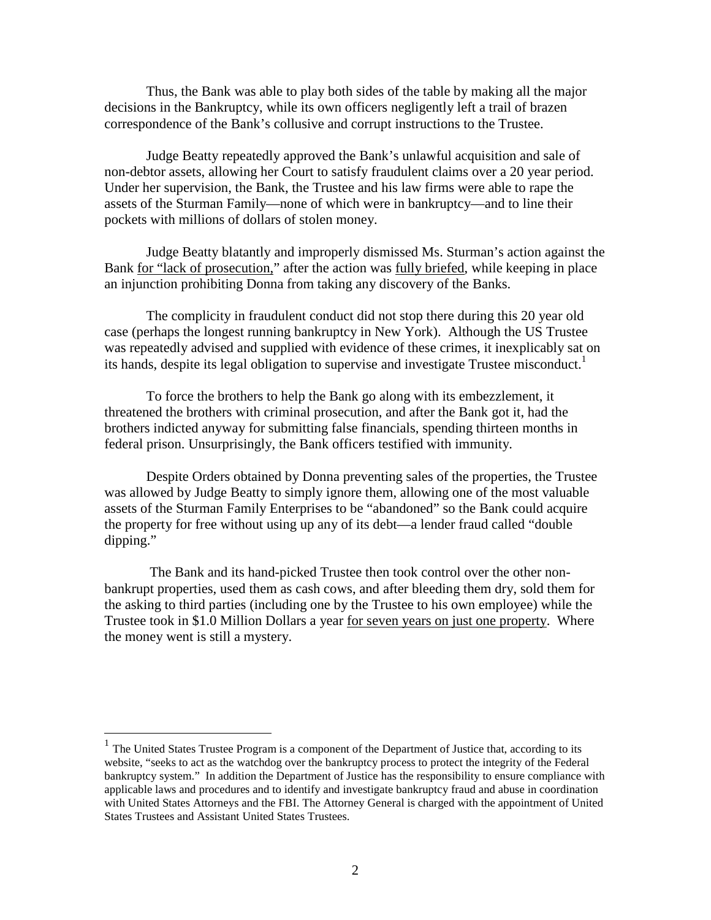Thus, the Bank was able to play both sides of the table by making all the major decisions in the Bankruptcy, while its own officers negligently left a trail of brazen correspondence of the Bank's collusive and corrupt instructions to the Trustee.

Judge Beatty repeatedly approved the Bank's unlawful acquisition and sale of non-debtor assets, allowing her Court to satisfy fraudulent claims over a 20 year period. Under her supervision, the Bank, the Trustee and his law firms were able to rape the assets of the Sturman Family—none of which were in bankruptcy—and to line their pockets with millions of dollars of stolen money.

Judge Beatty blatantly and improperly dismissed Ms. Sturman's action against the Bank for "lack of prosecution," after the action was fully briefed, while keeping in place an injunction prohibiting Donna from taking any discovery of the Banks.

The complicity in fraudulent conduct did not stop there during this 20 year old case (perhaps the longest running bankruptcy in New York). Although the US Trustee was repeatedly advised and supplied with evidence of these crimes, it inexplicably sat on its hands, despite its legal obligation to supervise and investigate Trustee misconduct.[1]

To force the brothers to help the Bank go along with its embezzlement, it threatened the brothers with criminal prosecution, and after the Bank got it, had the brothers indicted anyway for submitting false financials, spending thirteen months in federal prison. Unsurprisingly, the Bank officers testified with immunity.

Despite Orders obtained by Donna preventing sales of the properties, the Trustee was allowed by Judge Beatty to simply ignore them, allowing one of the most valuable assets of the Sturman Family Enterprises to be "abandoned" so the Bank could acquire the property for free without using up any of its debt—a lender fraud called "double dipping."

The Bank and its hand-picked Trustee then took control over the other non-bankrupt properties, used them as cash cows, and after bleeding them dry, sold them for the asking to third parties (including one by the Trustee to his own employee) while the Trustee took in $1.0 Million Dollars a year for seven years on just one property. Where the money went is still a mystery.

---

[1] The United States Trustee Program is a component of the Department of Justice that, according to its website, "seeks to act as the watchdog over the bankruptcy process to protect the integrity of the Federal bankruptcy system." In addition the Department of Justice has the responsibility to ensure compliance with applicable laws and procedures and to identify and investigate bankruptcy fraud and abuse in coordination with United States Attorneys and the FBI. The Attorney General is charged with the appointment of United States Trustees and Assistant United States Trustees.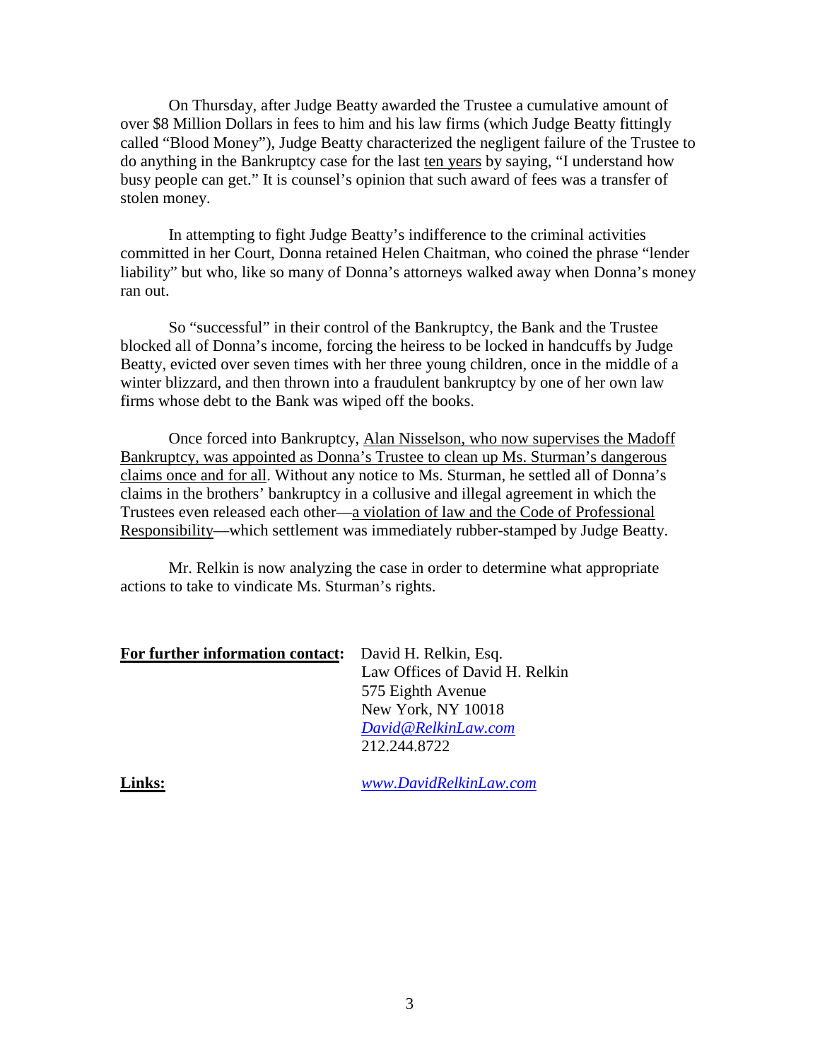On Thursday, after Judge Beatty awarded the Trustee a cumulative amount of over $8 Million Dollars in fees to him and his law firms (which Judge Beatty fittingly called "Blood Money"), Judge Beatty characterized the negligent failure of the Trustee to do anything in the Bankruptcy case for the last <u>ten years</u> by saying, "I understand how busy people can get." It is counsel's opinion that such award of fees was a transfer of stolen money.

In attempting to fight Judge Beatty's indifference to the criminal activities committed in her Court, Donna retained Helen Chaitman, who coined the phrase "lender liability" but who, like so many of Donna's attorneys walked away when Donna's money ran out.

So "successful" in their control of the Bankruptcy, the Bank and the Trustee blocked all of Donna's income, forcing the heiress to be locked in handcuffs by Judge Beatty, evicted over seven times with her three young children, once in the middle of a winter blizzard, and then thrown into a fraudulent bankruptcy by one of her own law firms whose debt to the Bank was wiped off the books.

Once forced into Bankruptcy, <u>Alan Nisselson, who now supervises the Madoff Bankruptcy, was appointed as Donna's Trustee to clean up Ms. Sturman's dangerous claims once and for all</u>. Without any notice to Ms. Sturman, he settled all of Donna's claims in the brothers' bankruptcy in a collusive and illegal agreement in which the Trustees even released each other—<u>a violation of law and the Code of Professional Responsibility</u>—which settlement was immediately rubber-stamped by Judge Beatty.

Mr. Relkin is now analyzing the case in order to determine what appropriate actions to take to vindicate Ms. Sturman's rights.

**<u>For further information contact:</u>** David H. Relkin, Esq.
Law Offices of David H. Relkin
575 Eighth Avenue
New York, NY 10018
*David@RelkinLaw.com*
212.244.8722

**<u>Links:</u>** *www.DavidRelkinLaw.com*